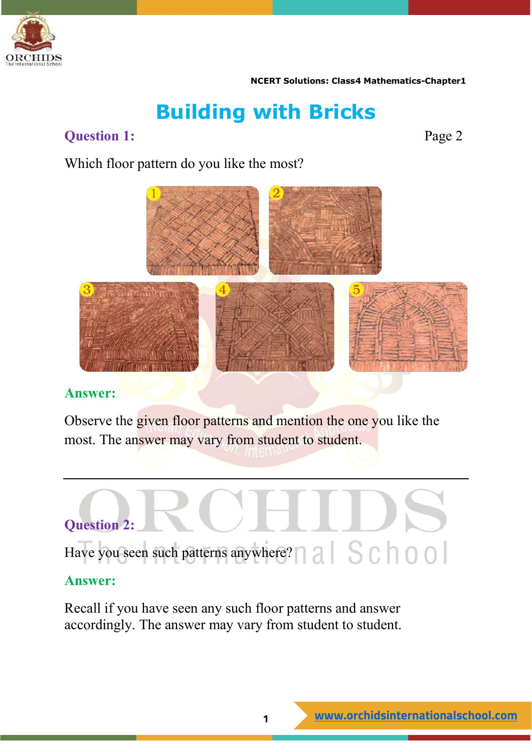# Building with Bricks

**Question 1:** Page 2

Which floor pattern do you like the most?

**Answer:**

Observe the given floor patterns and mention the one you like the most. The answer may vary from student to student.

---

**Question 2:**

Have you seen such patterns anywhere?

**Answer:**

Recall if you have seen any such floor patterns and answer accordingly. The answer may vary from student to student.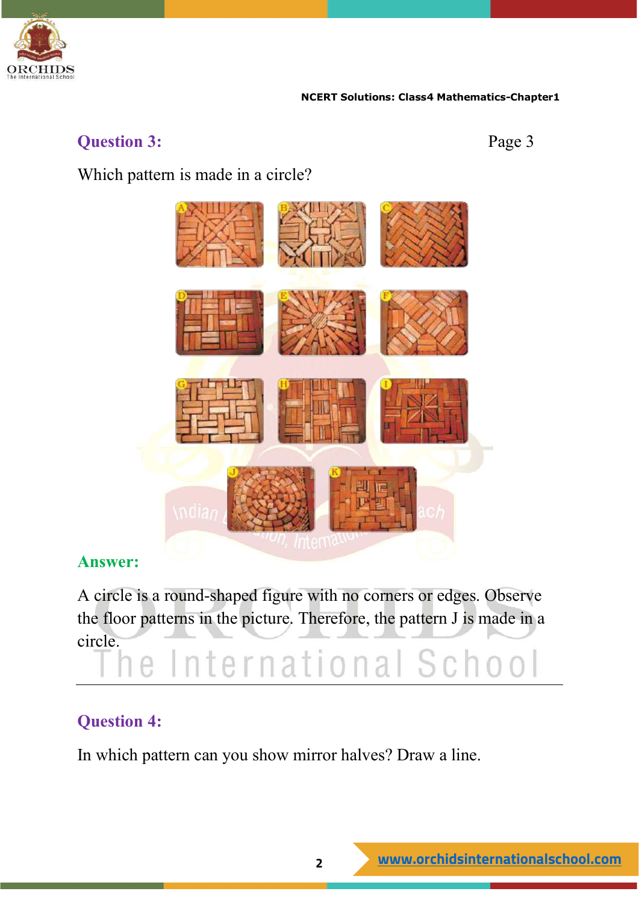## Question 3:

Page 3

Which pattern is made in a circle?

## Answer:

A circle is a round-shaped figure with no corners or edges. Observe the floor patterns in the picture. Therefore, the pattern J is made in a circle.

---

## Question 4:

In which pattern can you show mirror halves? Draw a line.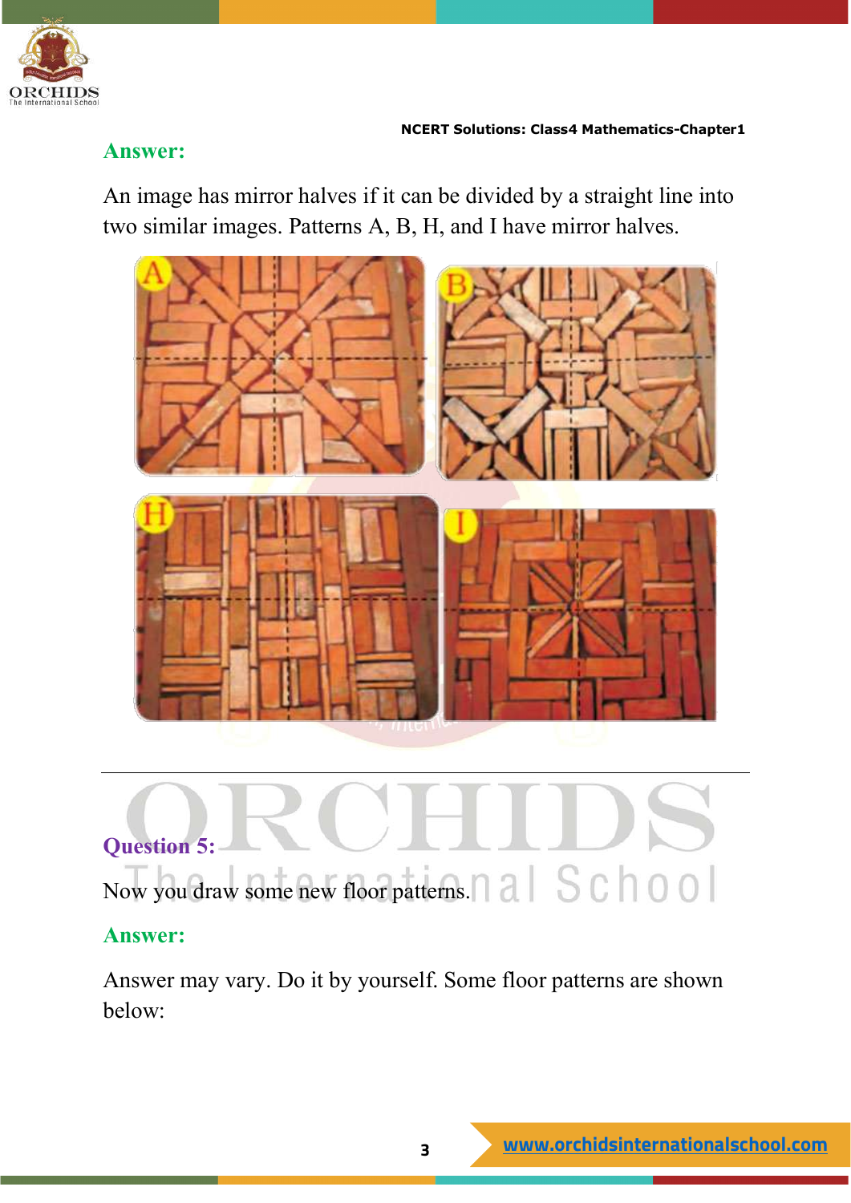**Answer:**

An image has mirror halves if it can be divided by a straight line into two similar images. Patterns A, B, H, and I have mirror halves.

---

**Question 5:**

Now you draw some new floor patterns.

**Answer:**

Answer may vary. Do it by yourself. Some floor patterns are shown below: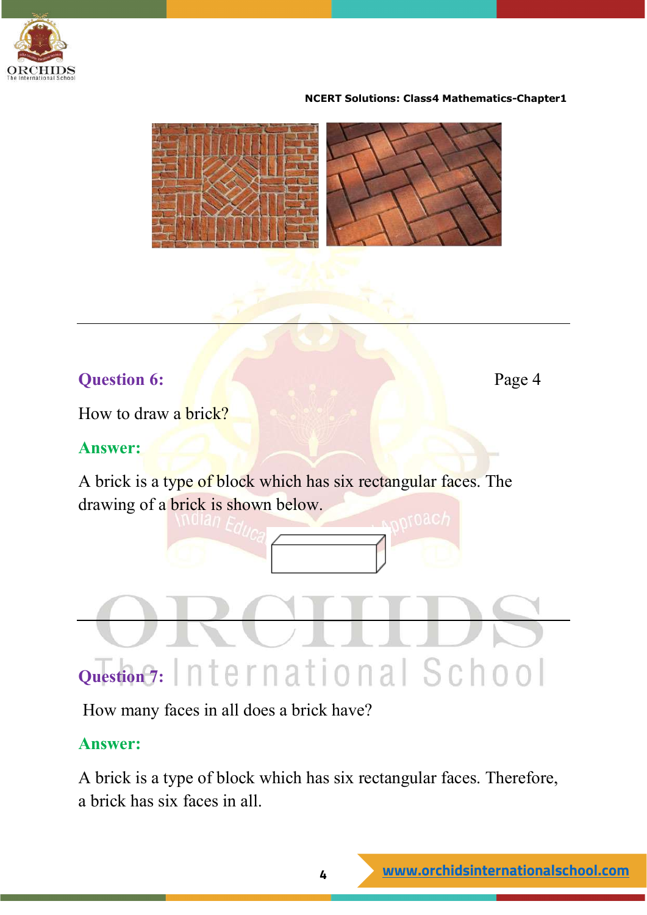**Question 6:** Page 4

How to draw a brick?

**Answer:**

A brick is a type of block which has six rectangular faces. The drawing of a brick is shown below.

---

**Question 7:**

How many faces in all does a brick have?

**Answer:**

A brick is a type of block which has six rectangular faces. Therefore, a brick has six faces in all.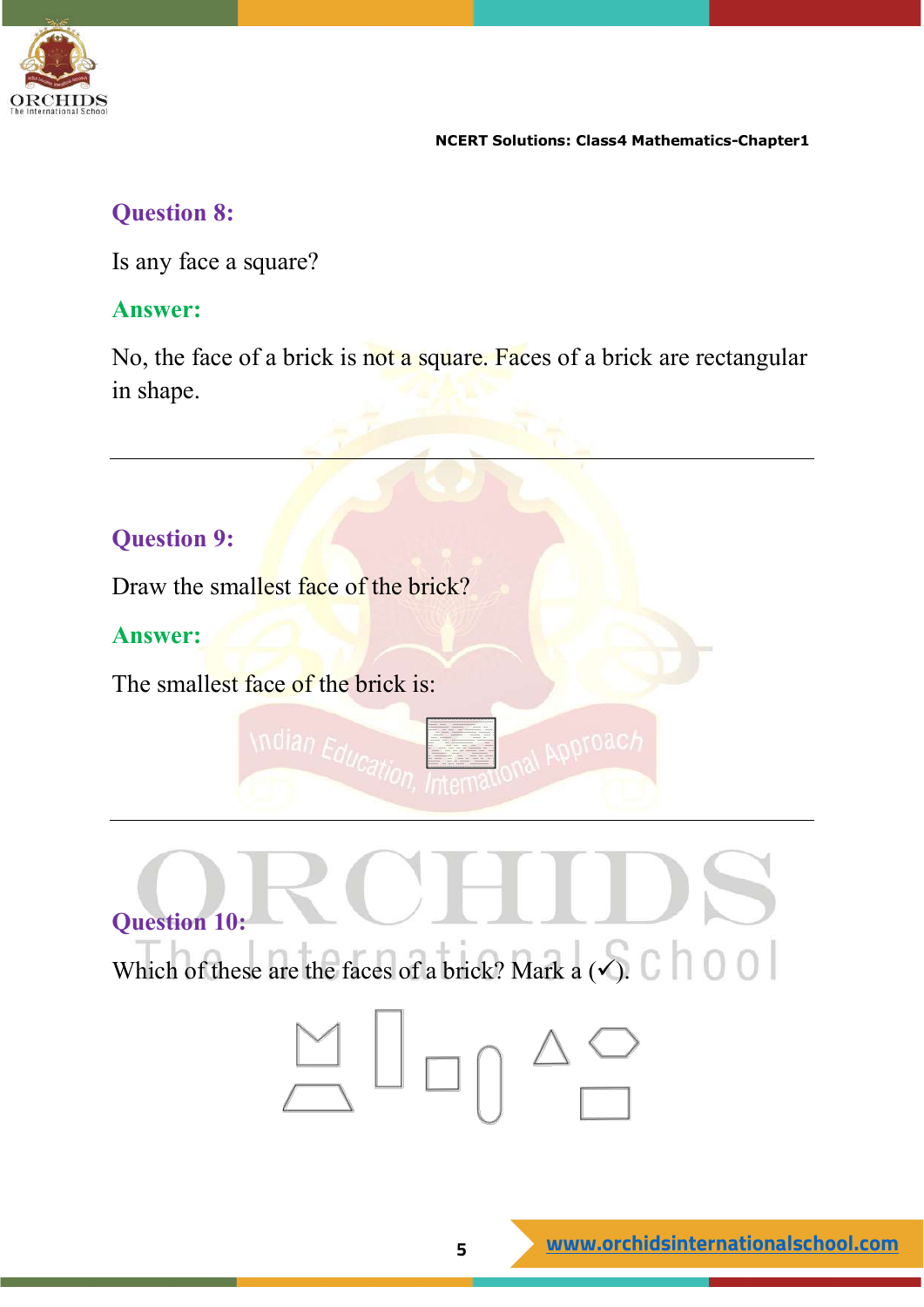### Question 8:

Is any face a square?

**Answer:**

No, the face of a brick is not a square. Faces of a brick are rectangular in shape.

---

### Question 9:

Draw the smallest face of the brick?

**Answer:**

The smallest face of the brick is:

---

### Question 10:

Which of these are the faces of a brick? Mark a (✓).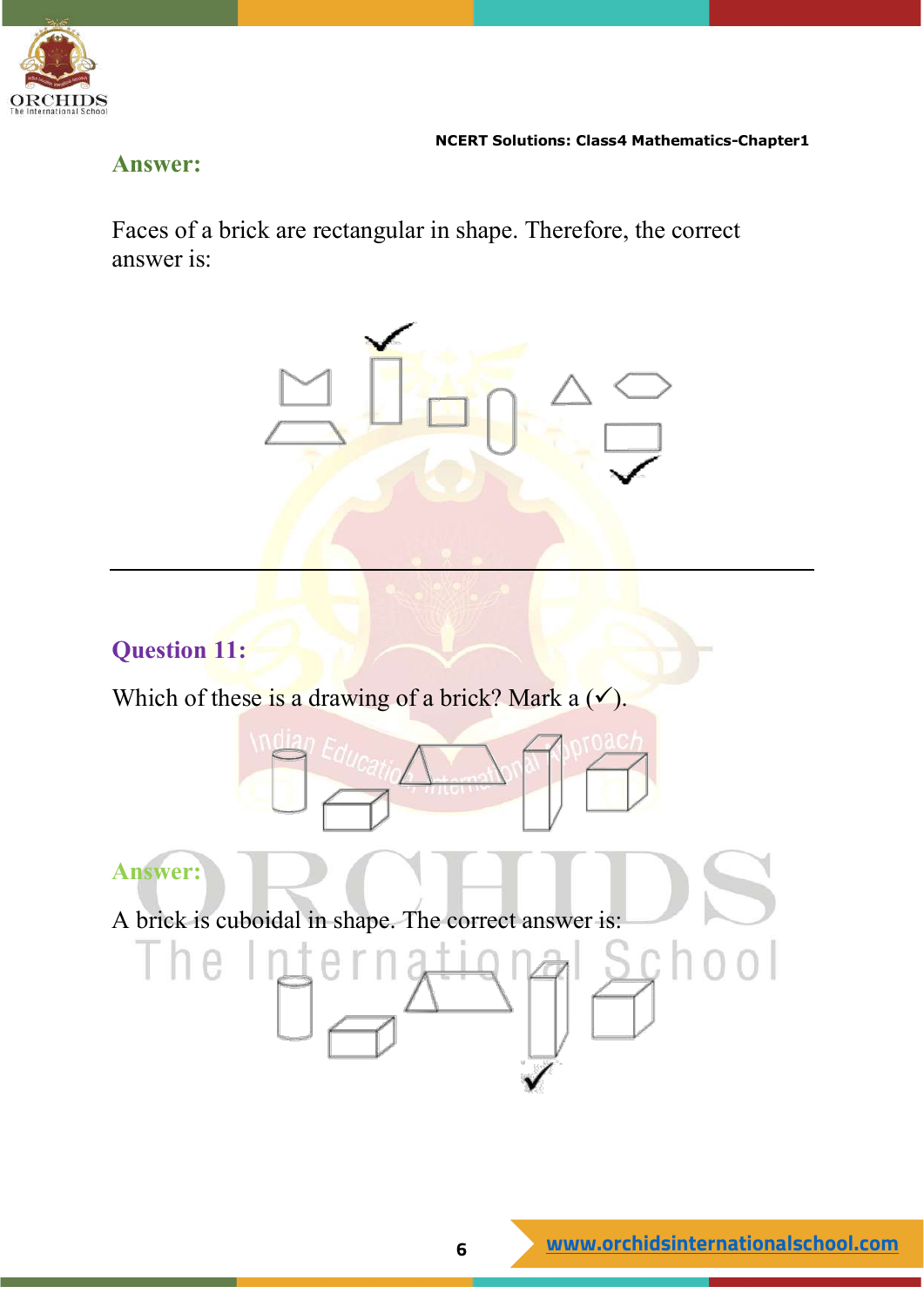**Answer:**

Faces of a brick are rectangular in shape. Therefore, the correct answer is:

---

**Question 11:**

Which of these is a drawing of a brick? Mark a (✓).

**Answer:**

A brick is cuboidal in shape. The correct answer is: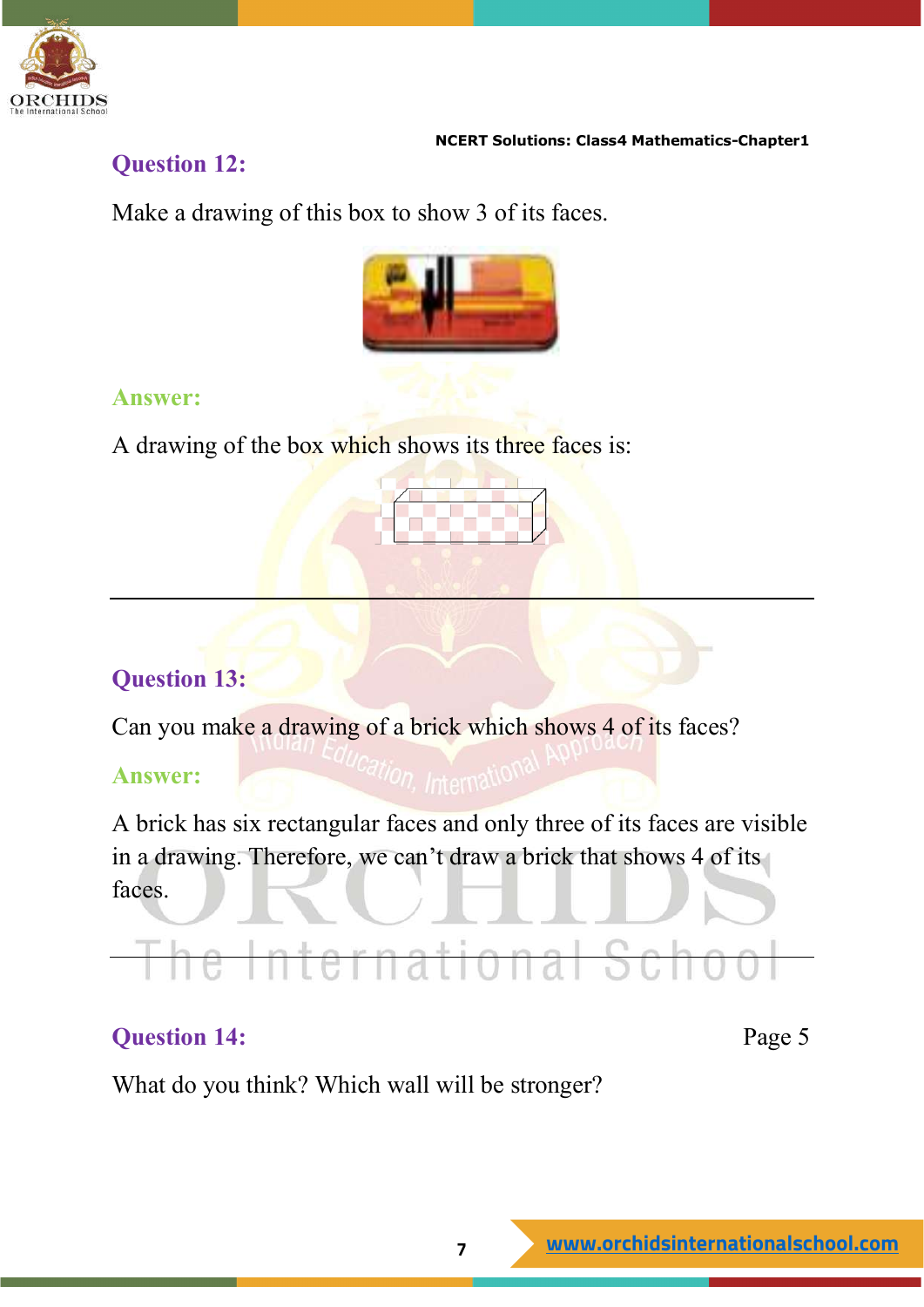## Question 12:

Make a drawing of this box to show 3 of its faces.

## Answer:

A drawing of the box which shows its three faces is:

---

## Question 13:

Can you make a drawing of a brick which shows 4 of its faces?

## Answer:

A brick has six rectangular faces and only three of its faces are visible in a drawing. Therefore, we can't draw a brick that shows 4 of its faces.

---

## Question 14:

Page 5

What do you think? Which wall will be stronger?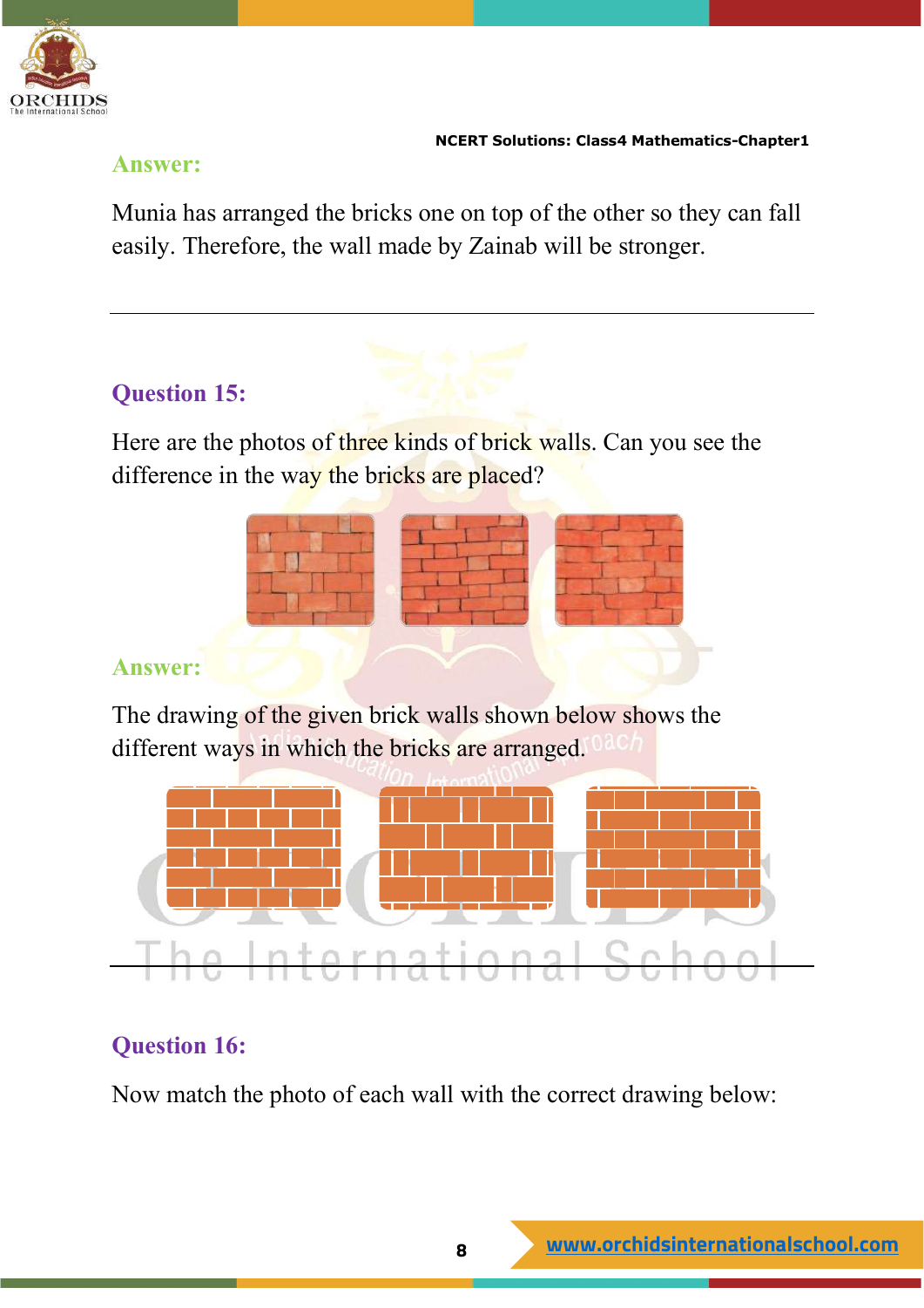**Answer:**

Munia has arranged the bricks one on top of the other so they can fall easily. Therefore, the wall made by Zainab will be stronger.

---

**Question 15:**

Here are the photos of three kinds of brick walls. Can you see the difference in the way the bricks are placed?

**Answer:**

The drawing of the given brick walls shown below shows the different ways in which the bricks are arranged.

---

**Question 16:**

Now match the photo of each wall with the correct drawing below: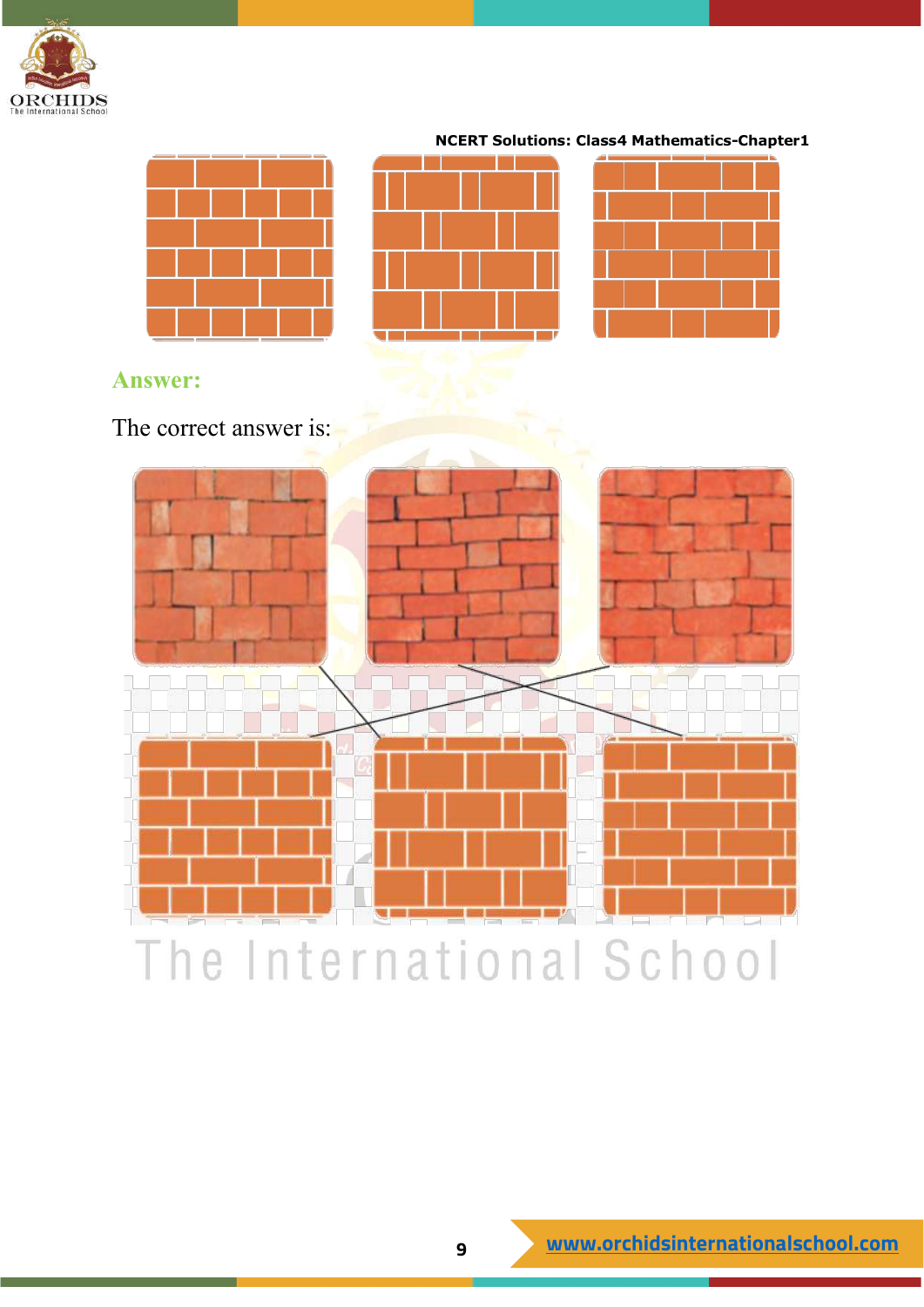**Answer:**

The correct answer is: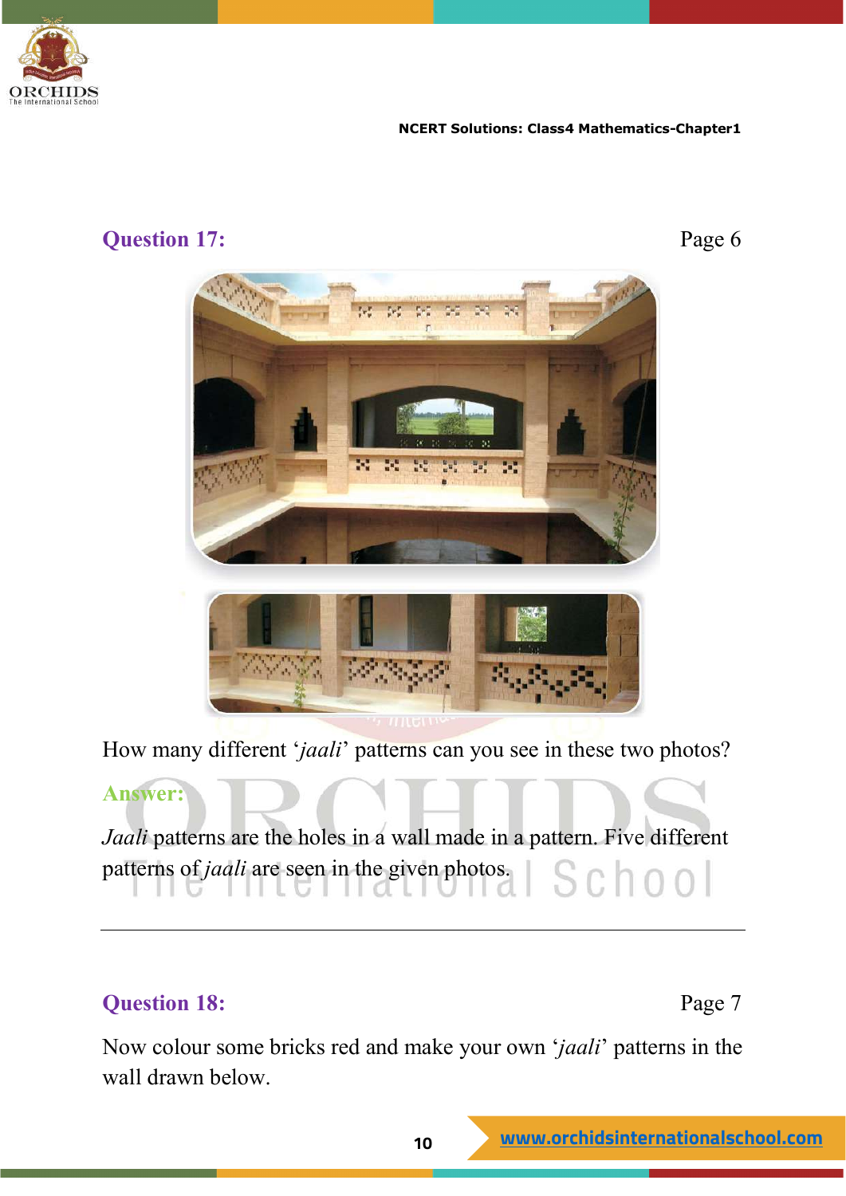**Question 17:** Page 6

How many different '*jaali*' patterns can you see in these two photos?

**Answer:**

*Jaali* patterns are the holes in a wall made in a pattern. Five different patterns of *jaali* are seen in the given photos.

---

**Question 18:** Page 7

Now colour some bricks red and make your own '*jaali*' patterns in the wall drawn below.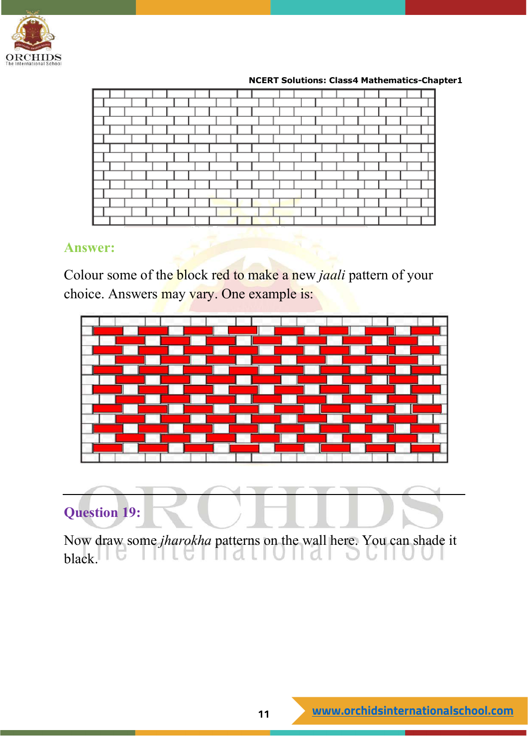**Answer:**

Colour some of the block red to make a new *jaali* pattern of your choice. Answers may vary. One example is:

**Question 19:**

Now draw some *jharokha* patterns on the wall here. You can shade it black.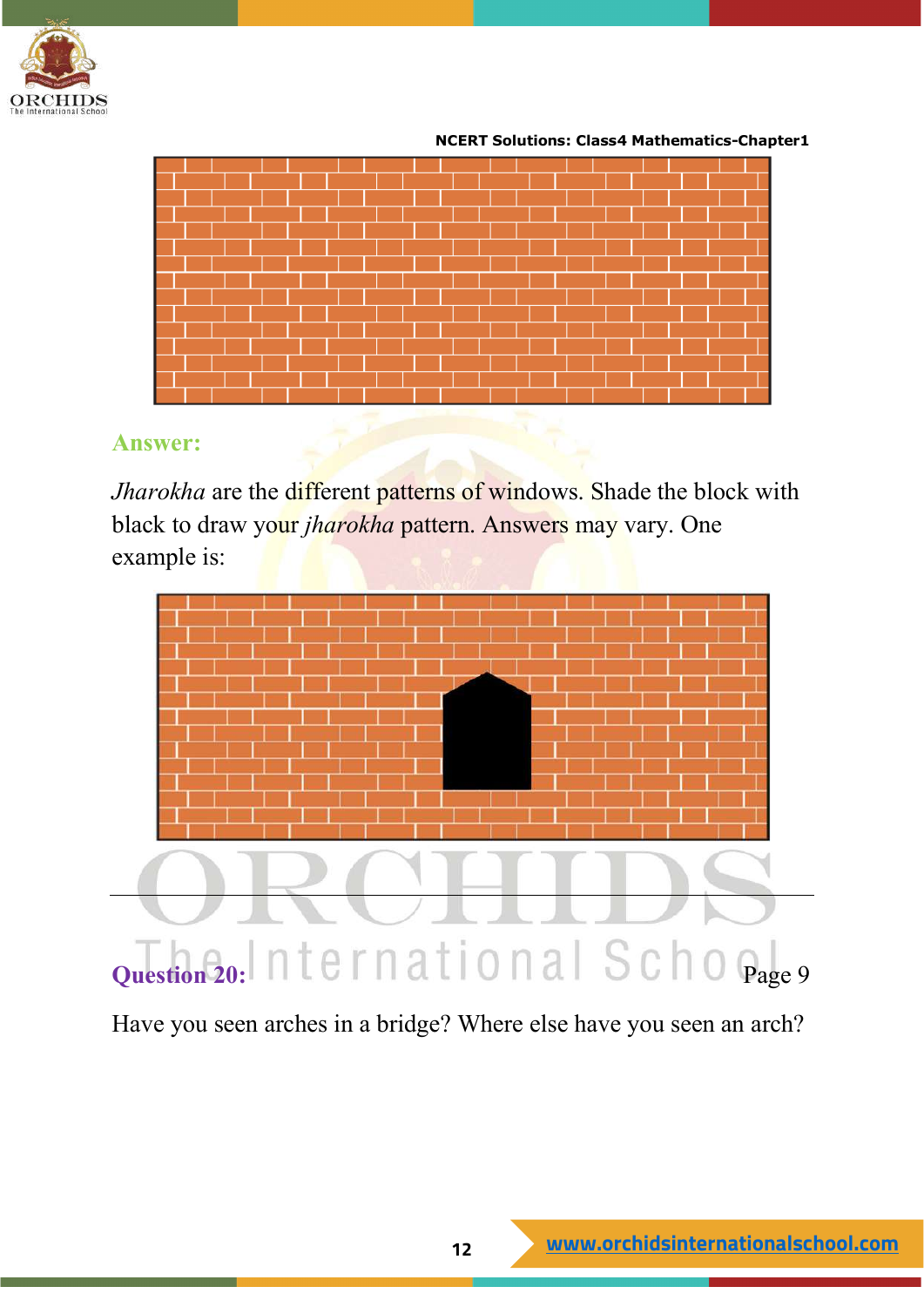**Answer:**

*Jharokha* are the different patterns of windows. Shade the block with black to draw your *jharokha* pattern. Answers may vary. One example is:

---

**Question 20:** Page 9

Have you seen arches in a bridge? Where else have you seen an arch?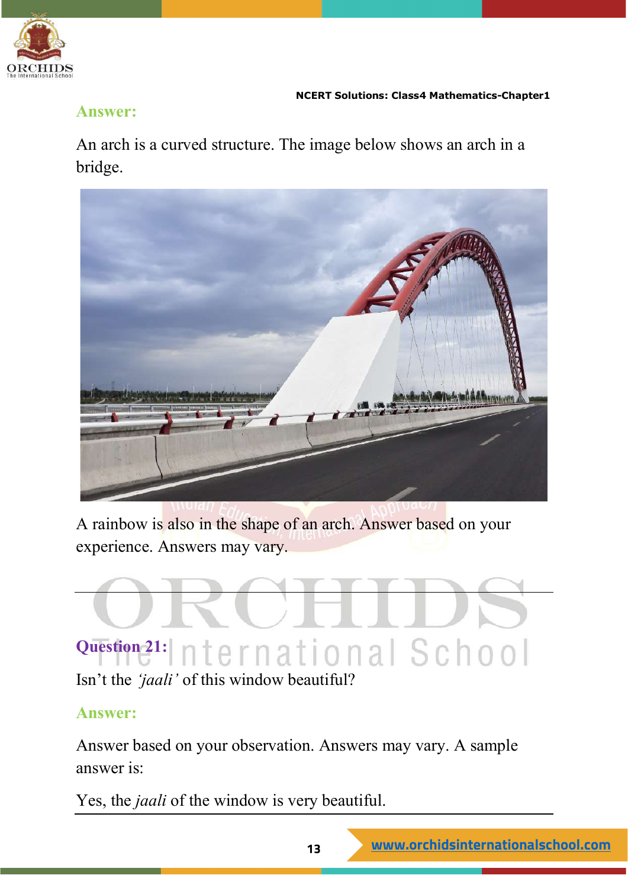**Answer:**

An arch is a curved structure. The image below shows an arch in a bridge.

A rainbow is also in the shape of an arch. Answer based on your experience. Answers may vary.

---

**Question 21:**

Isn't the *'jaali'* of this window beautiful?

**Answer:**

Answer based on your observation. Answers may vary. A sample answer is:

Yes, the *jaali* of the window is very beautiful.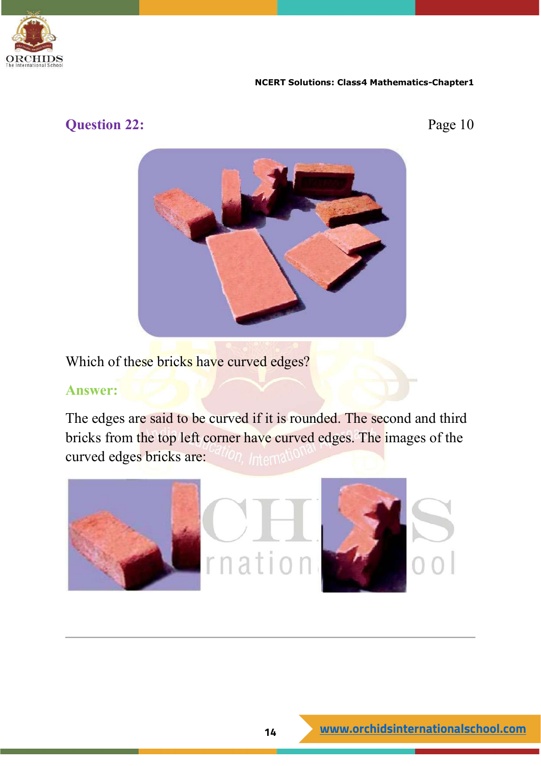**Question 22:** Page 10

Which of these bricks have curved edges?

**Answer:**

The edges are said to be curved if it is rounded. The second and third bricks from the top left corner have curved edges. The images of the curved edges bricks are: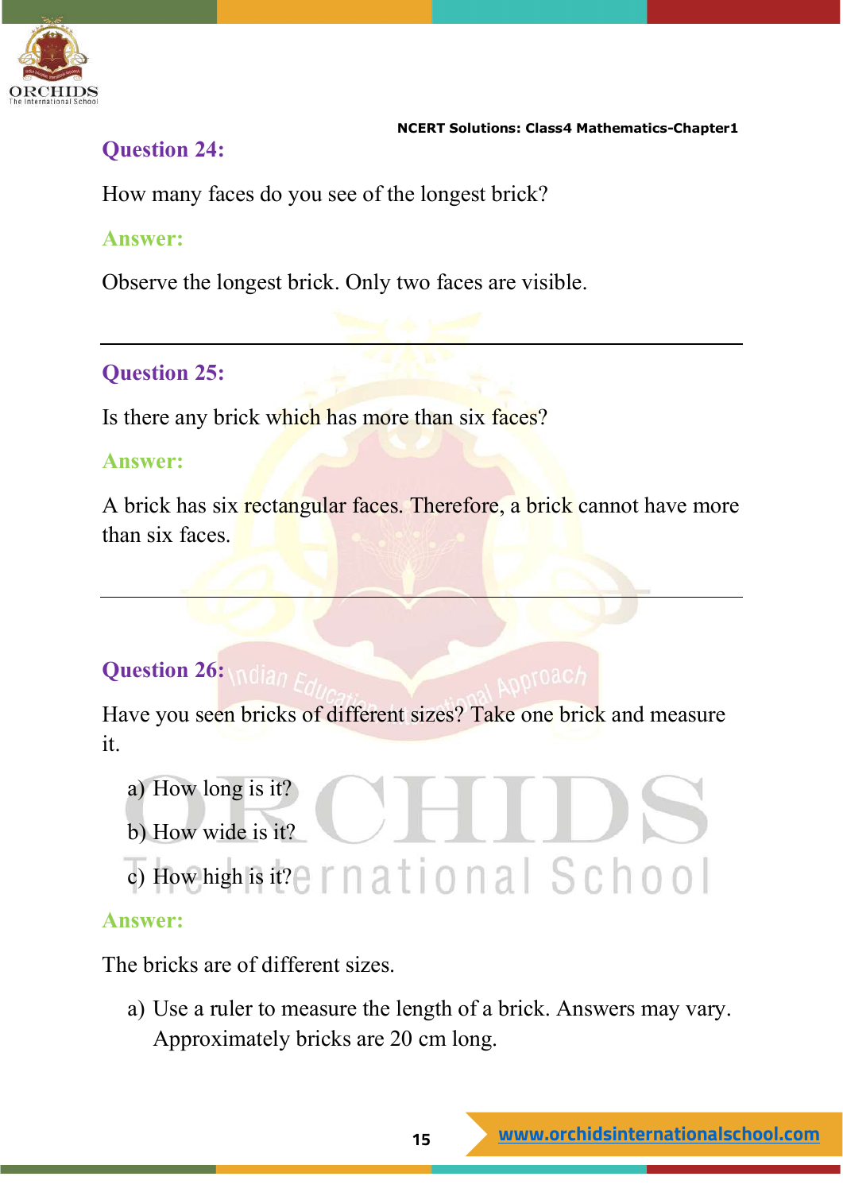### Question 24:

How many faces do you see of the longest brick?

### Answer:

Observe the longest brick. Only two faces are visible.

---

### Question 25:

Is there any brick which has more than six faces?

### Answer:

A brick has six rectangular faces. Therefore, a brick cannot have more than six faces.

---

### Question 26:

Have you seen bricks of different sizes? Take one brick and measure it.

a) How long is it?

b) How wide is it?

c) How high is it?

### Answer:

The bricks are of different sizes.

a) Use a ruler to measure the length of a brick. Answers may vary. Approximately bricks are 20 cm long.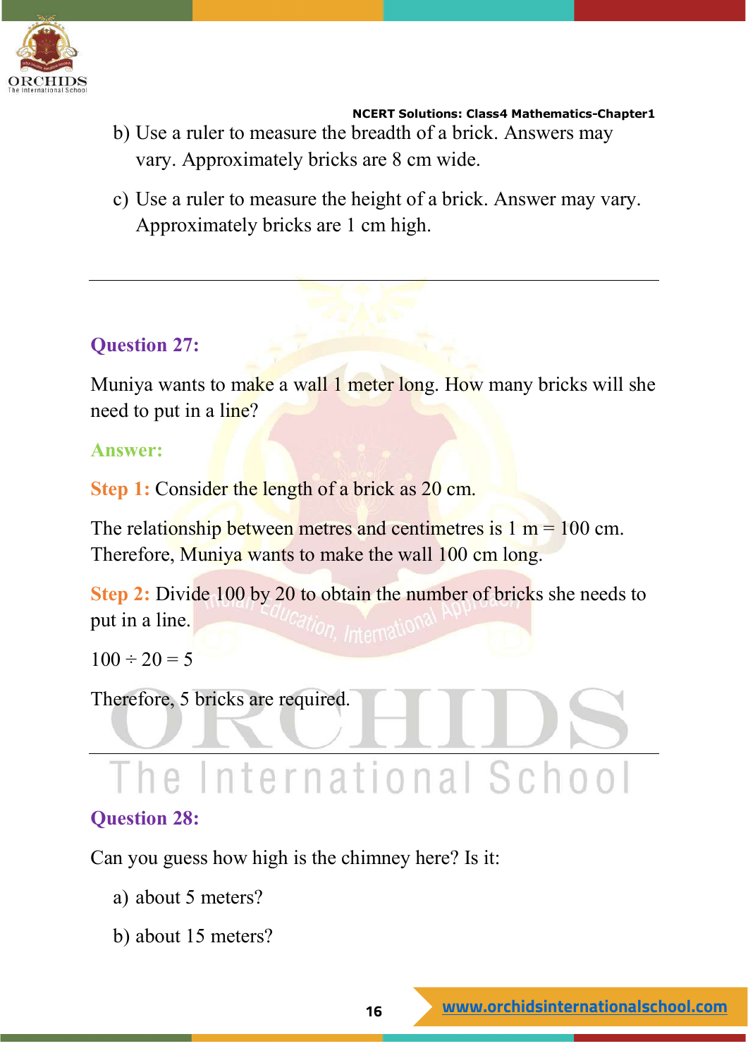b) Use a ruler to measure the breadth of a brick. Answers may vary. Approximately bricks are 8 cm wide.

c) Use a ruler to measure the height of a brick. Answer may vary. Approximately bricks are 1 cm high.

---

### Question 27:

Muniya wants to make a wall 1 meter long. How many bricks will she need to put in a line?

**Answer:**

**Step 1:** Consider the length of a brick as 20 cm.

The relationship between metres and centimetres is 1 m = 100 cm. Therefore, Muniya wants to make the wall 100 cm long.

**Step 2:** Divide 100 by 20 to obtain the number of bricks she needs to put in a line.

$100 \div 20 = 5$

Therefore, 5 bricks are required.

---

### Question 28:

Can you guess how high is the chimney here? Is it:

a) about 5 meters?

b) about 15 meters?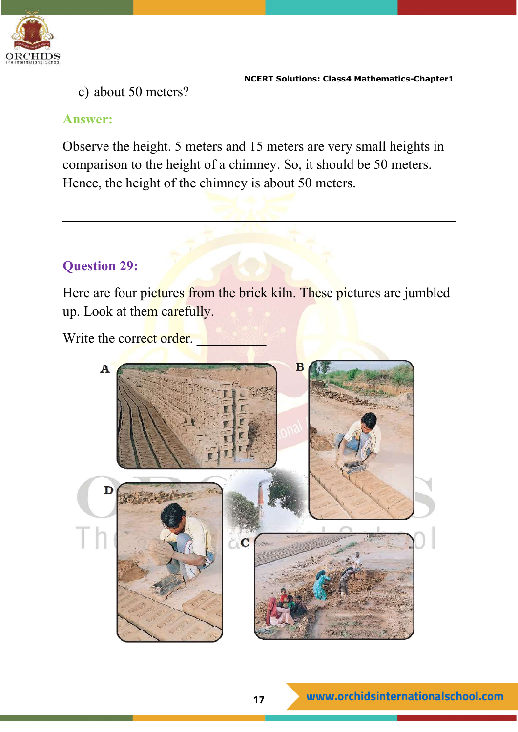c) about 50 meters?

**Answer:**

Observe the height. 5 meters and 15 meters are very small heights in comparison to the height of a chimney. So, it should be 50 meters. Hence, the height of the chimney is about 50 meters.

---

### Question 29:

Here are four pictures from the brick kiln. These pictures are jumbled up. Look at them carefully.

Write the correct order. __________

A

B

D

C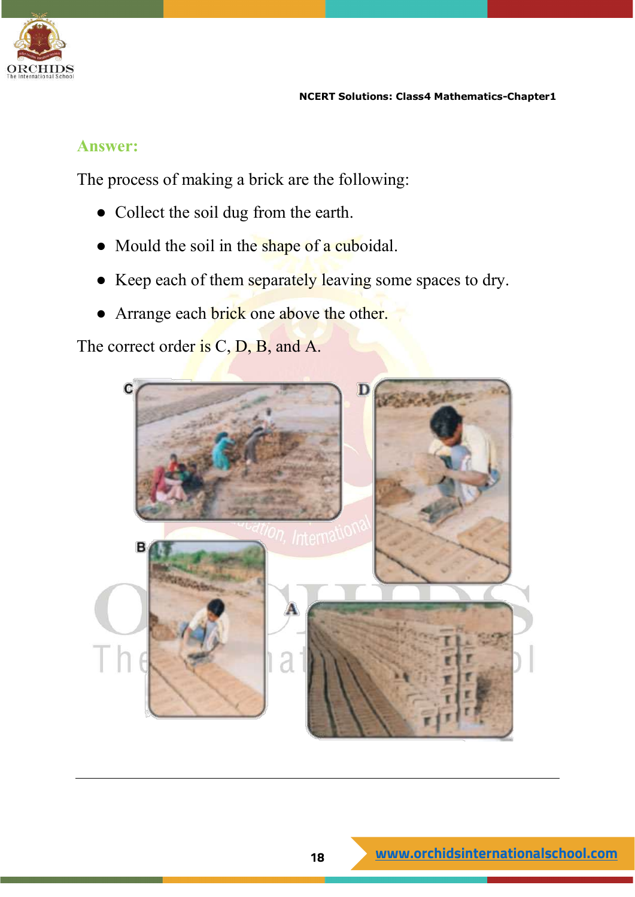**Answer:**

The process of making a brick are the following:

- Collect the soil dug from the earth.
- Mould the soil in the shape of a cuboidal.
- Keep each of them separately leaving some spaces to dry.
- Arrange each brick one above the other.

The correct order is C, D, B, and A.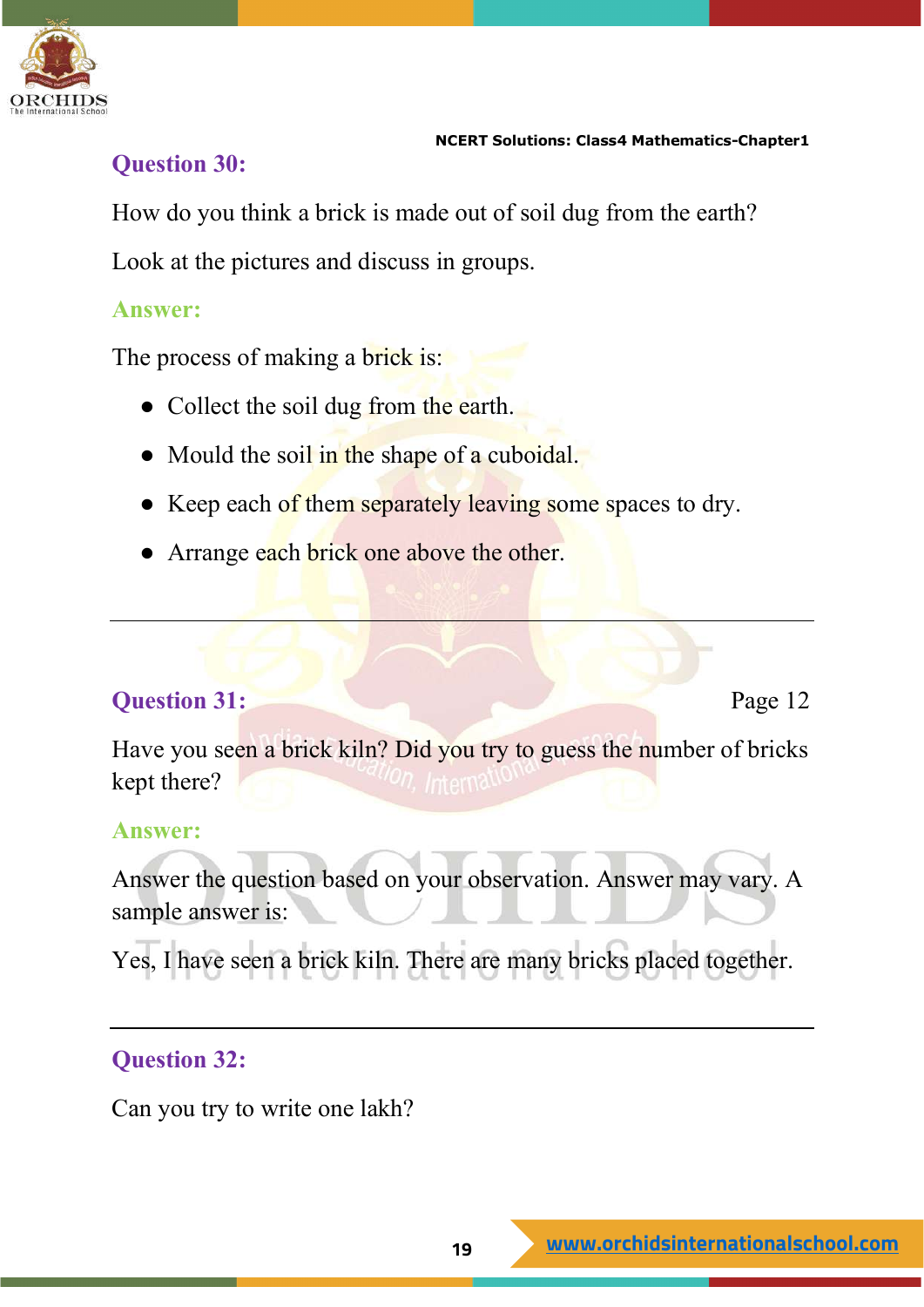### Question 30:

How do you think a brick is made out of soil dug from the earth?

Look at the pictures and discuss in groups.

**Answer:**

The process of making a brick is:

- Collect the soil dug from the earth.
- Mould the soil in the shape of a cuboidal.
- Keep each of them separately leaving some spaces to dry.
- Arrange each brick one above the other.

---

### Question 31:

Page 12

Have you seen a brick kiln? Did you try to guess the number of bricks kept there?

**Answer:**

Answer the question based on your observation. Answer may vary. A sample answer is:

Yes, I have seen a brick kiln. There are many bricks placed together.

---

### Question 32:

Can you try to write one lakh?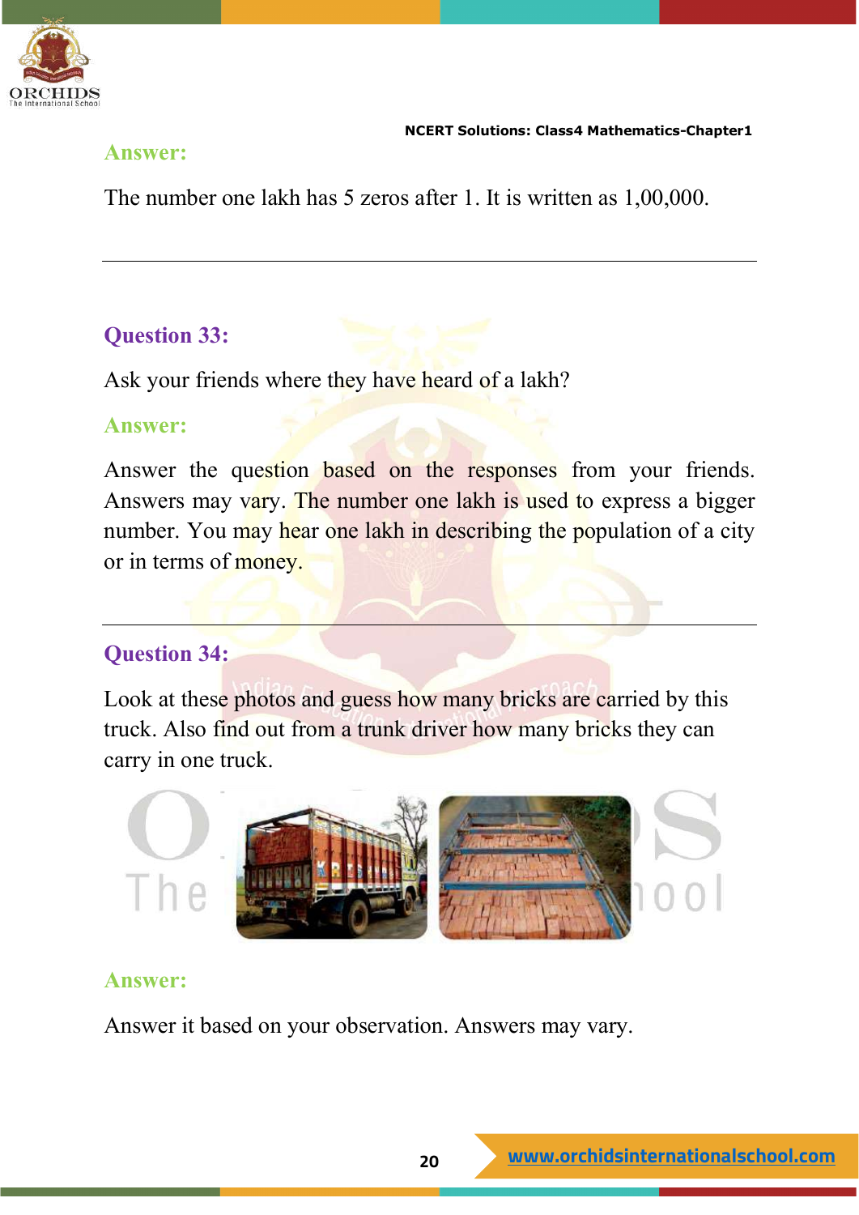**Answer:**

The number one lakh has 5 zeros after 1. It is written as 1,00,000.

---

## Question 33:

Ask your friends where they have heard of a lakh?

**Answer:**

Answer the question based on the responses from your friends. Answers may vary. The number one lakh is used to express a bigger number. You may hear one lakh in describing the population of a city or in terms of money.

---

## Question 34:

Look at these photos and guess how many bricks are carried by this truck. Also find out from a trunk driver how many bricks they can carry in one truck.

**Answer:**

Answer it based on your observation. Answers may vary.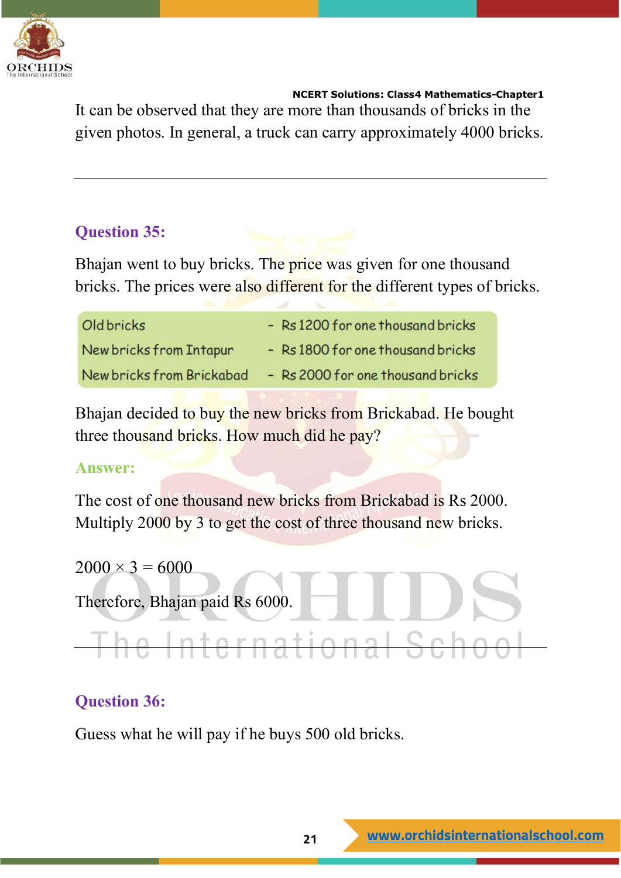It can be observed that they are more than thousands of bricks in the given photos. In general, a truck can carry approximately 4000 bricks.

---

## Question 35:

Bhajan went to buy bricks. The price was given for one thousand bricks. The prices were also different for the different types of bricks.

| | | |
|---|---|---|
| Old bricks | - | Rs 1200 for one thousand bricks |
| New bricks from Intapur | - | Rs 1800 for one thousand bricks |
| New bricks from Brickabad | - | Rs 2000 for one thousand bricks |

Bhajan decided to buy the new bricks from Brickabad. He bought three thousand bricks. How much did he pay?

**Answer:**

The cost of one thousand new bricks from Brickabad is Rs 2000. Multiply 2000 by 3 to get the cost of three thousand new bricks.

$2000 \times 3 = 6000$

Therefore, Bhajan paid Rs 6000.

---

## Question 36:

Guess what he will pay if he buys 500 old bricks.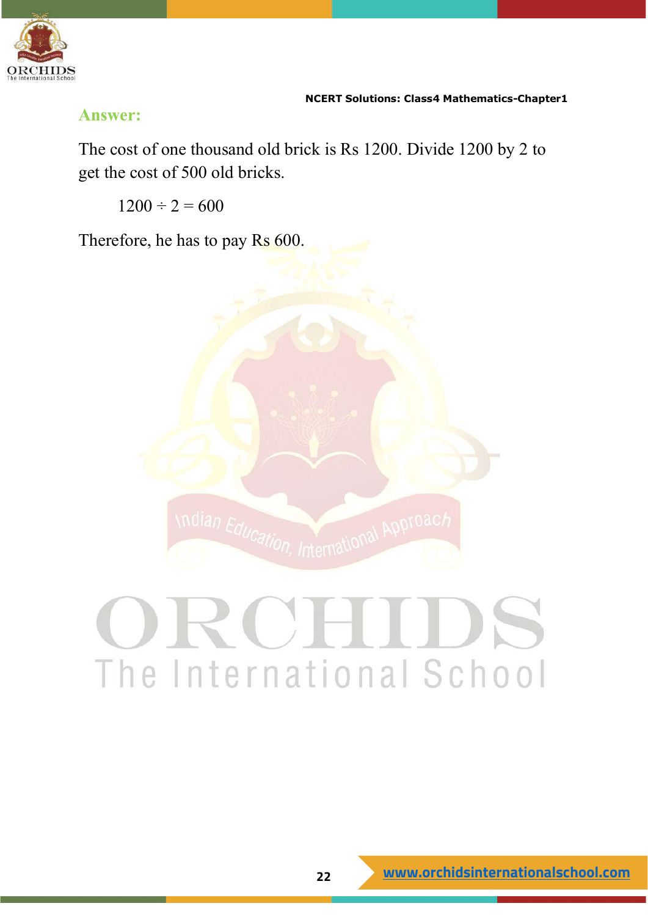**Answer:**

The cost of one thousand old brick is Rs 1200. Divide 1200 by 2 to get the cost of 500 old bricks.

$$1200 \div 2 = 600$$

Therefore, he has to pay Rs 600.